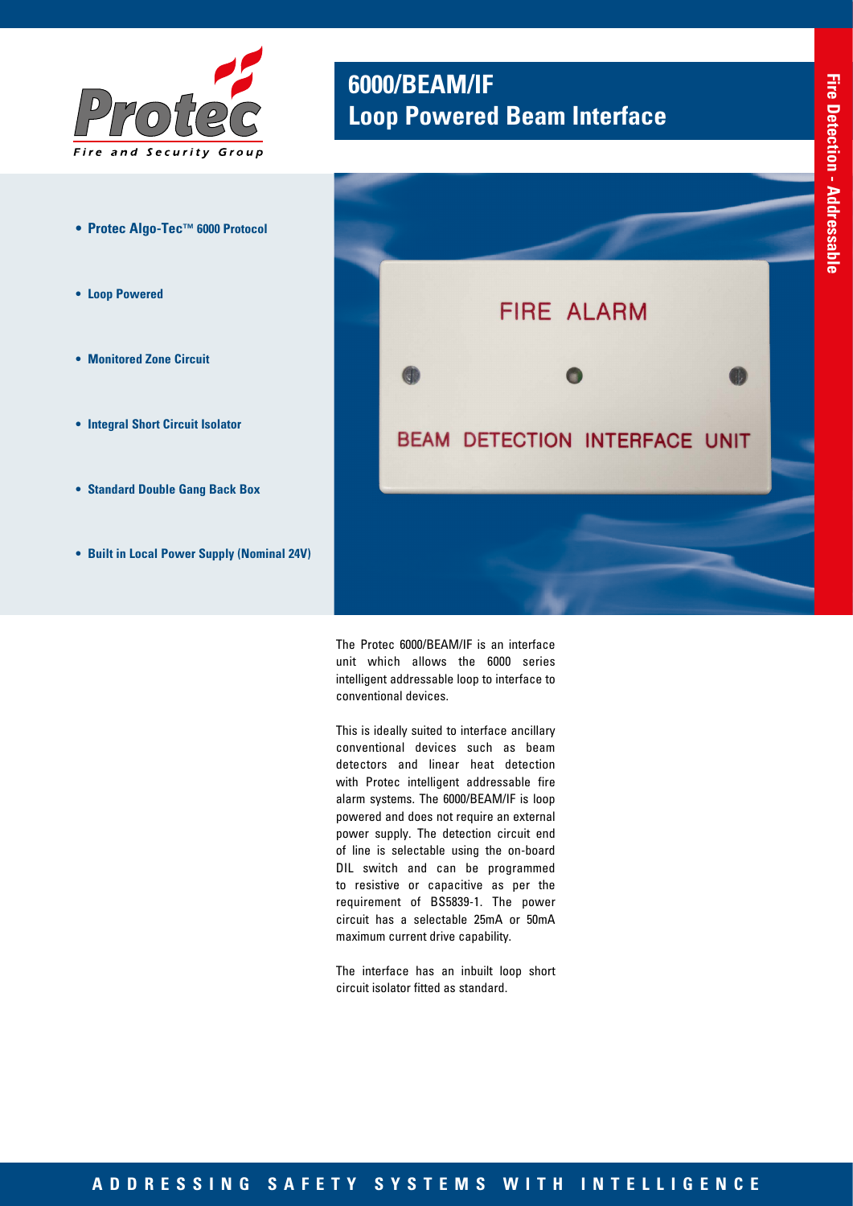# 6000/BEAM/IF
## Loop Powered Beam Interface

Fire Detection - Addressable

- **Protec Algo-Tec™ 6000 Protocol**
- **Loop Powered**
- **Monitored Zone Circuit**
- **Integral Short Circuit Isolator**
- **Standard Double Gang Back Box**
- **Built in Local Power Supply (Nominal 24V)**

The Protec 6000/BEAM/IF is an interface unit which allows the 6000 series intelligent addressable loop to interface to conventional devices.

This is ideally suited to interface ancillary conventional devices such as beam detectors and linear heat detection with Protec intelligent addressable fire alarm systems. The 6000/BEAM/IF is loop powered and does not require an external power supply. The detection circuit end of line is selectable using the on-board DIL switch and can be programmed to resistive or capacitive as per the requirement of BS5839-1. The power circuit has a selectable 25mA or 50mA maximum current drive capability.

The interface has an inbuilt loop short circuit isolator fitted as standard.

ADDRESSING SAFETY SYSTEMS WITH INTELLIGENCE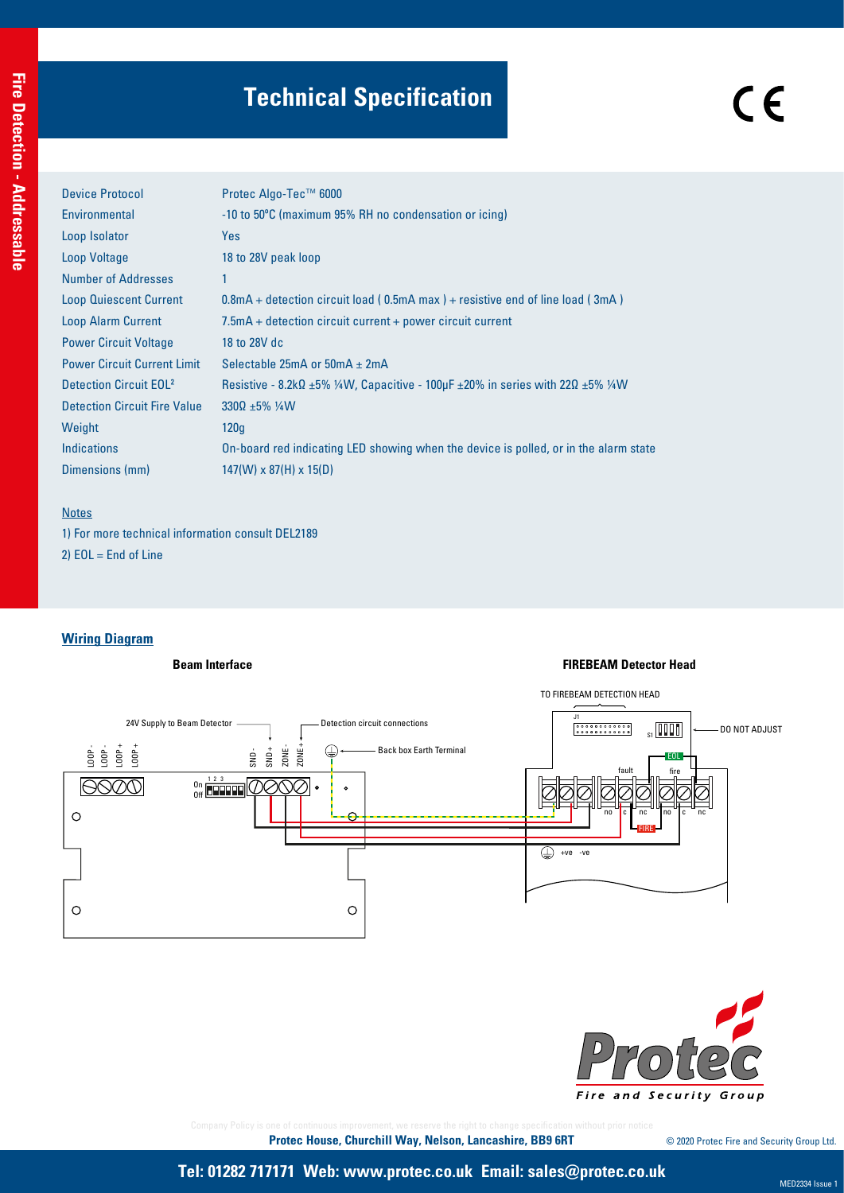# Technical Specification

| | |
|---|---|
| Device Protocol | Protec Algo-Tec™ 6000 |
| Environmental | -10 to 50ºC (maximum 95% RH no condensation or icing) |
| Loop Isolator | Yes |
| Loop Voltage | 18 to 28V peak loop |
| Number of Addresses | 1 |
| Loop Quiescent Current | 0.8mA + detection circuit load ( 0.5mA max ) + resistive end of line load ( 3mA ) |
| Loop Alarm Current | 7.5mA + detection circuit current + power circuit current |
| Power Circuit Voltage | 18 to 28V dc |
| Power Circuit Current Limit | Selectable 25mA or 50mA ± 2mA |
| Detection Circuit EOL[2] | Resistive - 8.2kΩ ±5% ¼W, Capacitive - 100µF ±20% in series with 22Ω ±5% ¼W |
| Detection Circuit Fire Value | 330Ω ±5% ¼W |
| Weight | 120g |
| Indications | On-board red indicating LED showing when the device is polled, or in the alarm state |
| Dimensions (mm) | 147(W) x 87(H) x 15(D) |

Notes

1) For more technical information consult DEL2189

2) EOL = End of Line

## Wiring Diagram

Beam Interface

FIREBEAM Detector Head

TO FIREBEAM DETECTION HEAD

24V Supply to Beam Detector

Detection circuit connections

DO NOT ADJUST

Back box Earth Terminal

LOOP - LOOP - LOOP + LOOP +

SND - SND + ZONE - ZONE +

On Off 1 2 3

J1 S1 EOL fault fire no c nc no c nc FIRE +ve -ve

Company Policy is one of continuous improvement, we reserve the right to change specification without prior notice

Protec House, Churchill Way, Nelson, Lancashire, BB9 6RT

© 2020 Protec Fire and Security Group Ltd.

Tel: 01282 717171 Web: www.protec.co.uk Email: sales@protec.co.uk

MED2334 Issue 1